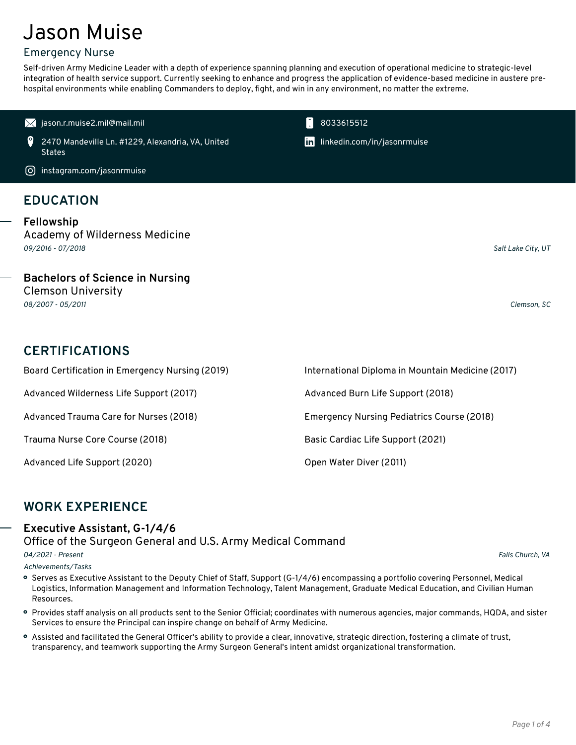# Jason Muise

## Emergency Nurse

Self-driven Army Medicine Leader with a depth of experience spanning planning and execution of operational medicine to strategic-level integration of health service support. Currently seeking to enhance and progress the application of evidence-based medicine in austere pre-hospital environments while enabling Commanders to deploy, fight, and win in any environment, no matter the extreme.

- jason.r.muise2.mil@mail.mil
- 8033615512
- 2470 Mandeville Ln. #1229, Alexandria, VA, United States
- linkedin.com/in/jasonrmuise
- instagram.com/jasonrmuise

## EDUCATION

**Fellowship**
Academy of Wilderness Medicine
*09/2016 - 07/2018* — *Salt Lake City, UT*

**Bachelors of Science in Nursing**
Clemson University
*08/2007 - 05/2011* — *Clemson, SC*

## CERTIFICATIONS

- Board Certification in Emergency Nursing (2019)
- International Diploma in Mountain Medicine (2017)
- Advanced Wilderness Life Support (2017)
- Advanced Burn Life Support (2018)
- Advanced Trauma Care for Nurses (2018)
- Emergency Nursing Pediatrics Course (2018)
- Trauma Nurse Core Course (2018)
- Basic Cardiac Life Support (2021)
- Advanced Life Support (2020)
- Open Water Diver (2011)

## WORK EXPERIENCE

**Executive Assistant, G-1/4/6**
Office of the Surgeon General and U.S. Army Medical Command
*04/2021 - Present* — *Falls Church, VA*

*Achievements/Tasks*

- Serves as Executive Assistant to the Deputy Chief of Staff, Support (G-1/4/6) encompassing a portfolio covering Personnel, Medical Logistics, Information Management and Information Technology, Talent Management, Graduate Medical Education, and Civilian Human Resources.
- Provides staff analysis on all products sent to the Senior Official; coordinates with numerous agencies, major commands, HQDA, and sister Services to ensure the Principal can inspire change on behalf of Army Medicine.
- Assisted and facilitated the General Officer's ability to provide a clear, innovative, strategic direction, fostering a climate of trust, transparency, and teamwork supporting the Army Surgeon General's intent amidst organizational transformation.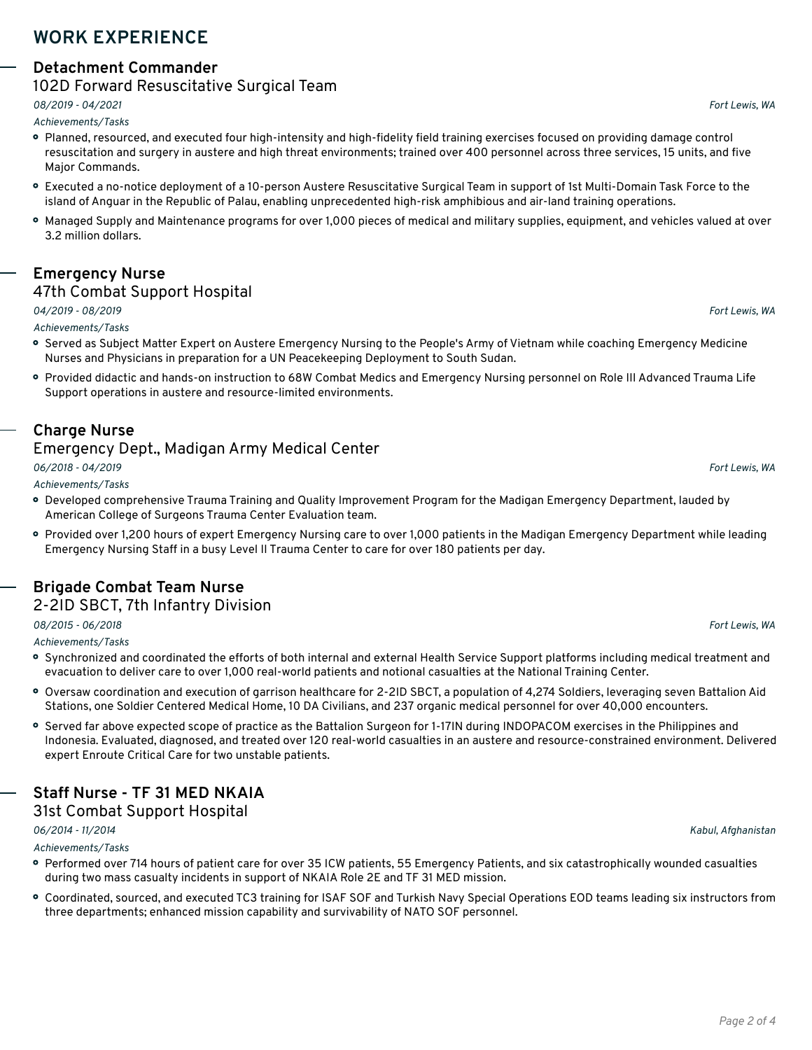## WORK EXPERIENCE

### Detachment Commander

102D Forward Resuscitative Surgical Team

*08/2019 - 04/2021* *Fort Lewis, WA*

*Achievements/Tasks*

- Planned, resourced, and executed four high-intensity and high-fidelity field training exercises focused on providing damage control resuscitation and surgery in austere and high threat environments; trained over 400 personnel across three services, 15 units, and five Major Commands.
- Executed a no-notice deployment of a 10-person Austere Resuscitative Surgical Team in support of 1st Multi-Domain Task Force to the island of Anguar in the Republic of Palau, enabling unprecedented high-risk amphibious and air-land training operations.
- Managed Supply and Maintenance programs for over 1,000 pieces of medical and military supplies, equipment, and vehicles valued at over 3.2 million dollars.

### Emergency Nurse

47th Combat Support Hospital

*04/2019 - 08/2019* *Fort Lewis, WA*

*Achievements/Tasks*

- Served as Subject Matter Expert on Austere Emergency Nursing to the People's Army of Vietnam while coaching Emergency Medicine Nurses and Physicians in preparation for a UN Peacekeeping Deployment to South Sudan.
- Provided didactic and hands-on instruction to 68W Combat Medics and Emergency Nursing personnel on Role III Advanced Trauma Life Support operations in austere and resource-limited environments.

### Charge Nurse

Emergency Dept., Madigan Army Medical Center

*06/2018 - 04/2019* *Fort Lewis, WA*

*Achievements/Tasks*

- Developed comprehensive Trauma Training and Quality Improvement Program for the Madigan Emergency Department, lauded by American College of Surgeons Trauma Center Evaluation team.
- Provided over 1,200 hours of expert Emergency Nursing care to over 1,000 patients in the Madigan Emergency Department while leading Emergency Nursing Staff in a busy Level II Trauma Center to care for over 180 patients per day.

### Brigade Combat Team Nurse

2-2ID SBCT, 7th Infantry Division

*08/2015 - 06/2018* *Fort Lewis, WA*

*Achievements/Tasks*

- Synchronized and coordinated the efforts of both internal and external Health Service Support platforms including medical treatment and evacuation to deliver care to over 1,000 real-world patients and notional casualties at the National Training Center.
- Oversaw coordination and execution of garrison healthcare for 2-2ID SBCT, a population of 4,274 Soldiers, leveraging seven Battalion Aid Stations, one Soldier Centered Medical Home, 10 DA Civilians, and 237 organic medical personnel for over 40,000 encounters.
- Served far above expected scope of practice as the Battalion Surgeon for 1-17IN during INDOPACOM exercises in the Philippines and Indonesia. Evaluated, diagnosed, and treated over 120 real-world casualties in an austere and resource-constrained environment. Delivered expert Enroute Critical Care for two unstable patients.

### Staff Nurse - TF 31 MED NKAIA

31st Combat Support Hospital

*06/2014 - 11/2014* *Kabul, Afghanistan*

*Achievements/Tasks*

- Performed over 714 hours of patient care for over 35 ICW patients, 55 Emergency Patients, and six catastrophically wounded casualties during two mass casualty incidents in support of NKAIA Role 2E and TF 31 MED mission.
- Coordinated, sourced, and executed TC3 training for ISAF SOF and Turkish Navy Special Operations EOD teams leading six instructors from three departments; enhanced mission capability and survivability of NATO SOF personnel.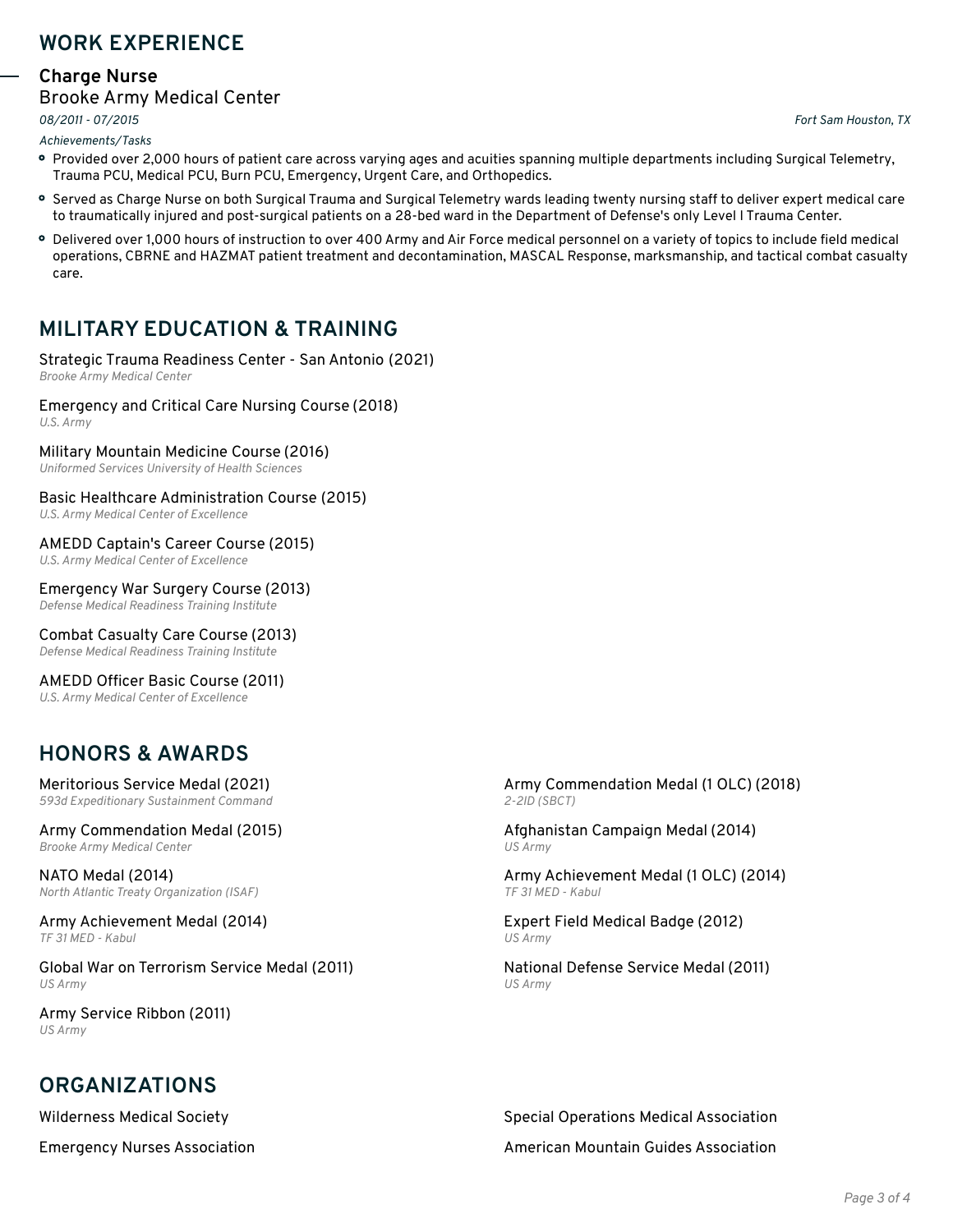## WORK EXPERIENCE

### Charge Nurse
Brooke Army Medical Center

*08/2011 - 07/2015* — *Fort Sam Houston, TX*

*Achievements/Tasks*

- Provided over 2,000 hours of patient care across varying ages and acuities spanning multiple departments including Surgical Telemetry, Trauma PCU, Medical PCU, Burn PCU, Emergency, Urgent Care, and Orthopedics.
- Served as Charge Nurse on both Surgical Trauma and Surgical Telemetry wards leading twenty nursing staff to deliver expert medical care to traumatically injured and post-surgical patients on a 28-bed ward in the Department of Defense's only Level I Trauma Center.
- Delivered over 1,000 hours of instruction to over 400 Army and Air Force medical personnel on a variety of topics to include field medical operations, CBRNE and HAZMAT patient treatment and decontamination, MASCAL Response, marksmanship, and tactical combat casualty care.

## MILITARY EDUCATION & TRAINING

Strategic Trauma Readiness Center - San Antonio (2021)
*Brooke Army Medical Center*

Emergency and Critical Care Nursing Course (2018)
*U.S. Army*

Military Mountain Medicine Course (2016)
*Uniformed Services University of Health Sciences*

Basic Healthcare Administration Course (2015)
*U.S. Army Medical Center of Excellence*

AMEDD Captain's Career Course (2015)
*U.S. Army Medical Center of Excellence*

Emergency War Surgery Course (2013)
*Defense Medical Readiness Training Institute*

Combat Casualty Care Course (2013)
*Defense Medical Readiness Training Institute*

AMEDD Officer Basic Course (2011)
*U.S. Army Medical Center of Excellence*

## HONORS & AWARDS

Meritorious Service Medal (2021)
*593d Expeditionary Sustainment Command*

Army Commendation Medal (2015)
*Brooke Army Medical Center*

NATO Medal (2014)
*North Atlantic Treaty Organization (ISAF)*

Army Achievement Medal (2014)
*TF 31 MED - Kabul*

Global War on Terrorism Service Medal (2011)
*US Army*

Army Service Ribbon (2011)
*US Army*

Army Commendation Medal (1 OLC) (2018)
*2-2ID (SBCT)*

Afghanistan Campaign Medal (2014)
*US Army*

Army Achievement Medal (1 OLC) (2014)
*TF 31 MED - Kabul*

Expert Field Medical Badge (2012)
*US Army*

National Defense Service Medal (2011)
*US Army*

## ORGANIZATIONS

Wilderness Medical Society

Emergency Nurses Association

Special Operations Medical Association

American Mountain Guides Association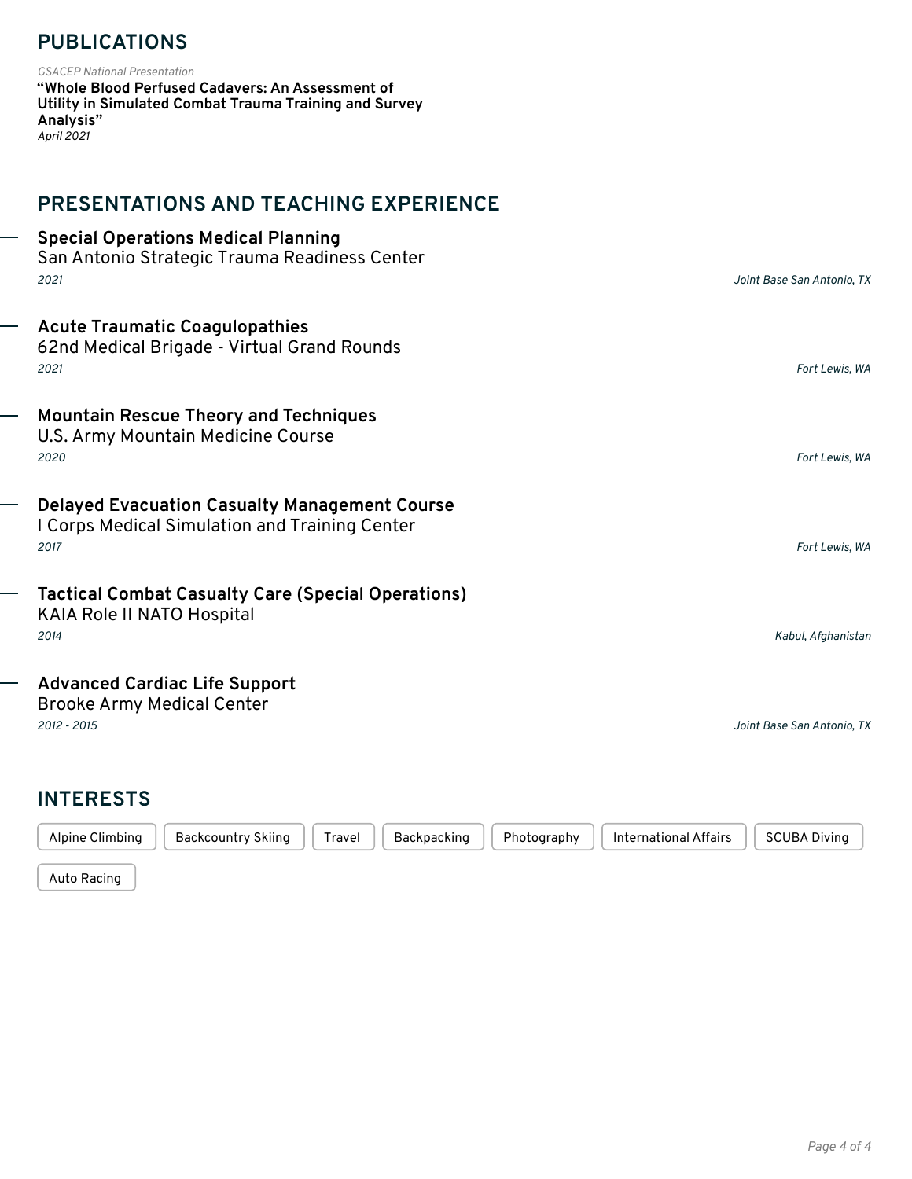## PUBLICATIONS

*GSACEP National Presentation*
**"Whole Blood Perfused Cadavers: An Assessment of Utility in Simulated Combat Trauma Training and Survey Analysis"**
*April 2021*

## PRESENTATIONS AND TEACHING EXPERIENCE

**Special Operations Medical Planning**
San Antonio Strategic Trauma Readiness Center
*2021* — *Joint Base San Antonio, TX*

**Acute Traumatic Coagulopathies**
62nd Medical Brigade - Virtual Grand Rounds
*2021* — *Fort Lewis, WA*

**Mountain Rescue Theory and Techniques**
U.S. Army Mountain Medicine Course
*2020* — *Fort Lewis, WA*

**Delayed Evacuation Casualty Management Course**
I Corps Medical Simulation and Training Center
*2017* — *Fort Lewis, WA*

**Tactical Combat Casualty Care (Special Operations)**
KAIA Role II NATO Hospital
*2014* — *Kabul, Afghanistan*

**Advanced Cardiac Life Support**
Brooke Army Medical Center
*2012 - 2015* — *Joint Base San Antonio, TX*

## INTERESTS

- Alpine Climbing
- Backcountry Skiing
- Travel
- Backpacking
- Photography
- International Affairs
- SCUBA Diving
- Auto Racing